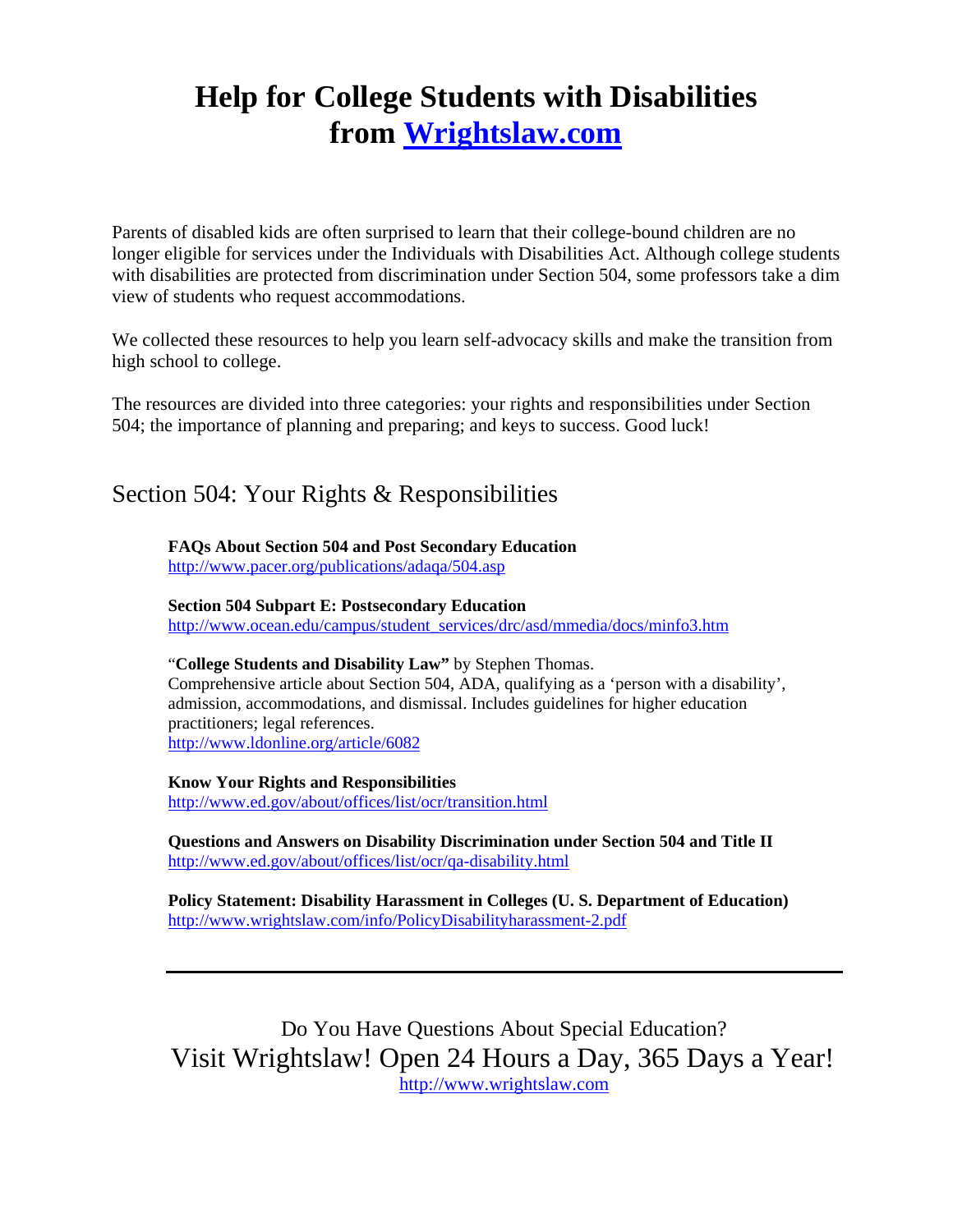# Help for College Students with Disabilities from [Wrightslaw.com](http://www.wrightslaw.com)

Parents of disabled kids are often surprised to learn that their college-bound children are no longer eligible for services under the Individuals with Disabilities Act. Although college students with disabilities are protected from discrimination under Section 504, some professors take a dim view of students who request accommodations.

We collected these resources to help you learn self-advocacy skills and make the transition from high school to college.

The resources are divided into three categories: your rights and responsibilities under Section 504; the importance of planning and preparing; and keys to success. Good luck!

## Section 504: Your Rights & Responsibilities

**FAQs About Section 504 and Post Secondary Education**
http://www.pacer.org/publications/adaqa/504.asp

**Section 504 Subpart E: Postsecondary Education**
http://www.ocean.edu/campus/student_services/drc/asd/mmedia/docs/minfo3.htm

"**College Students and Disability Law"** by Stephen Thomas.
Comprehensive article about Section 504, ADA, qualifying as a 'person with a disability', admission, accommodations, and dismissal. Includes guidelines for higher education practitioners; legal references.
http://www.ldonline.org/article/6082

**Know Your Rights and Responsibilities**
http://www.ed.gov/about/offices/list/ocr/transition.html

**Questions and Answers on Disability Discrimination under Section 504 and Title II**
http://www.ed.gov/about/offices/list/ocr/qa-disability.html

**Policy Statement: Disability Harassment in Colleges (U. S. Department of Education)**
http://www.wrightslaw.com/info/PolicyDisabilityharassment-2.pdf

---

Do You Have Questions About Special Education?

Visit Wrightslaw! Open 24 Hours a Day, 365 Days a Year!

http://www.wrightslaw.com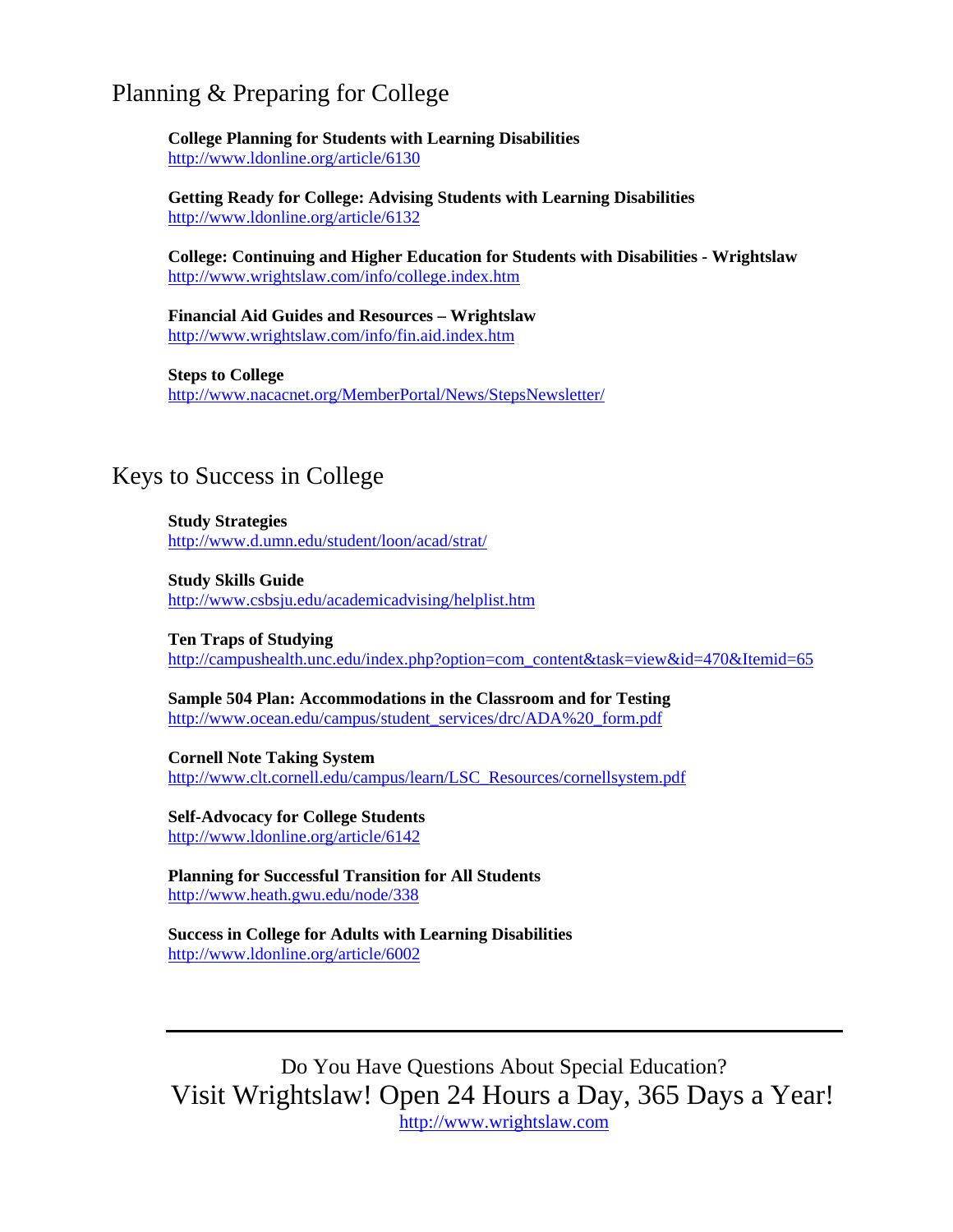## Planning & Preparing for College

**College Planning for Students with Learning Disabilities**
http://www.ldonline.org/article/6130

**Getting Ready for College: Advising Students with Learning Disabilities**
http://www.ldonline.org/article/6132

**College: Continuing and Higher Education for Students with Disabilities - Wrightslaw**
http://www.wrightslaw.com/info/college.index.htm

**Financial Aid Guides and Resources – Wrightslaw**
http://www.wrightslaw.com/info/fin.aid.index.htm

**Steps to College**
http://www.nacacnet.org/MemberPortal/News/StepsNewsletter/

## Keys to Success in College

**Study Strategies**
http://www.d.umn.edu/student/loon/acad/strat/

**Study Skills Guide**
http://www.csbsju.edu/academicadvising/helplist.htm

**Ten Traps of Studying**
http://campushealth.unc.edu/index.php?option=com_content&task=view&id=470&Itemid=65

**Sample 504 Plan: Accommodations in the Classroom and for Testing**
http://www.ocean.edu/campus/student_services/drc/ADA%20_form.pdf

**Cornell Note Taking System**
http://www.clt.cornell.edu/campus/learn/LSC_Resources/cornellsystem.pdf

**Self-Advocacy for College Students**
http://www.ldonline.org/article/6142

**Planning for Successful Transition for All Students**
http://www.heath.gwu.edu/node/338

**Success in College for Adults with Learning Disabilities**
http://www.ldonline.org/article/6002

---

Do You Have Questions About Special Education?

Visit Wrightslaw! Open 24 Hours a Day, 365 Days a Year!

http://www.wrightslaw.com